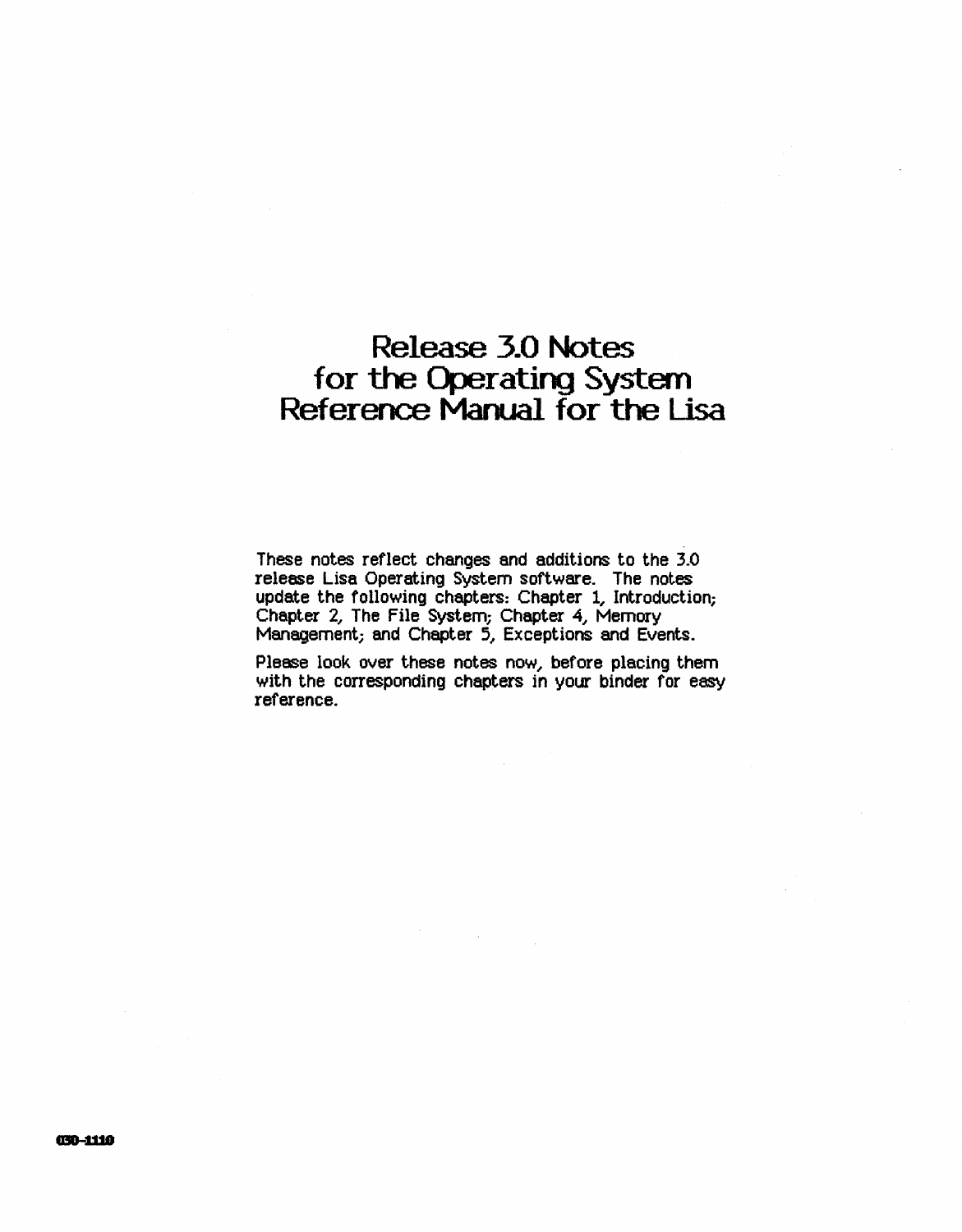# Release 3.0 Notes for the Operating System Reference Manual for the Lisa

These notes reflect changes and additions to the 3.0 release Lisa Operating System software. The notes update the following chapters: Chapter 1, Introduction; Chapter 2, The File System; Chapter 4, Memory Management; and Chapter 5, Exceptions and Events.

Please look over these notes now, before placing them with the corresponding chapters in your binder for easy reference.

030-1110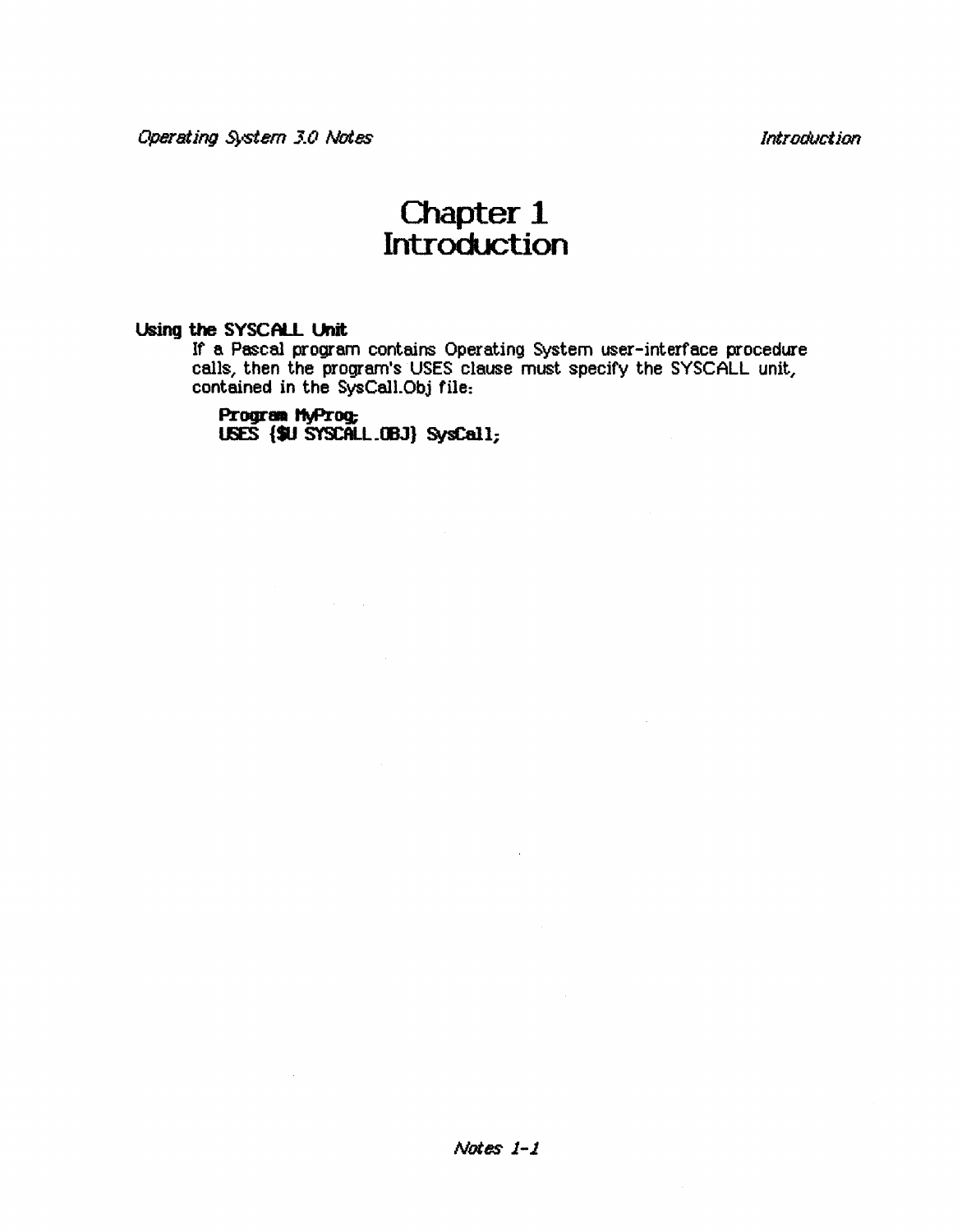# Chapter 1
# Introduction

### Using the SYSCALL Unit

If a Pascal program contains Operating System user-interface procedure calls, then the program's USES clause must specify the SYSCALL unit, contained in the SysCall.Obj file:

```
Program MyProg;
USES {$U SYSCALL.OBJ} SysCall;
```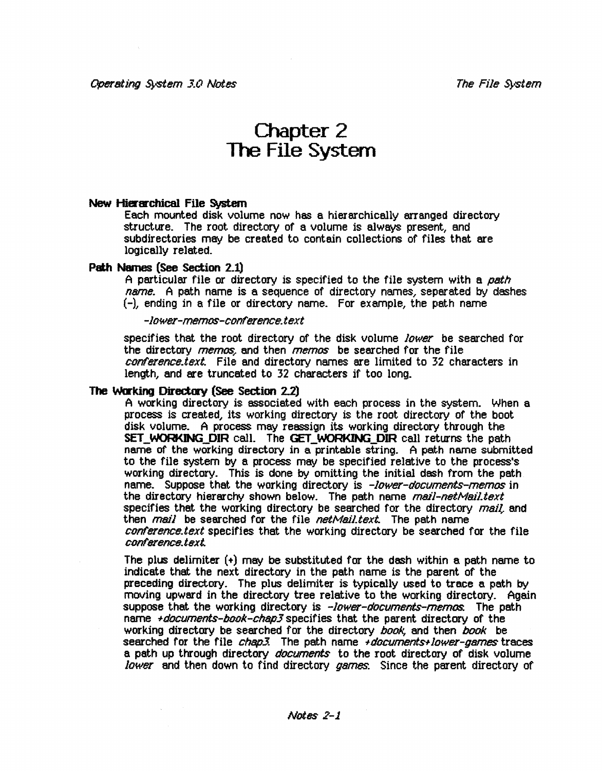# Chapter 2
# The File System

### New Hierarchical File System

Each mounted disk volume now has a hierarchically arranged directory structure. The root directory of a volume is always present, and subdirectories may be created to contain collections of files that are logically related.

### Path Names (See Section 2.1)

A particular file or directory is specified to the file system with a *path name*. A path name is a sequence of directory names, seperated by dashes (-), ending in a file or directory name. For example, the path name

*-lower-memos-conference.text*

specifies that the root directory of the disk volume *lower* be searched for the directory *memos*, and then *memos* be searched for the file *conference.text*. File and directory names are limited to 32 characters in length, and are truncated to 32 characters if too long.

### The Working Directory (See Section 2.2)

A working directory is associated with each process in the system. When a process is created, its working directory is the root directory of the boot disk volume. A process may reassign its working directory through the **SET_WORKING_DIR** call. The **GET_WORKING_DIR** call returns the path name of the working directory in a printable string. A path name submitted to the file system by a process may be specified relative to the process's working directory. This is done by omitting the initial dash from the path name. Suppose that the working directory is *-lower-documents-memos* in the directory hierarchy shown below. The path name *mail-netMail.text* specifies that the working directory be searched for the directory *mail*, and then *mail* be searched for the file *netMail.text*. The path name *conference.text* specifies that the working directory be searched for the file *conference.text*.

The plus delimiter (+) may be substituted for the dash within a path name to indicate that the next directory in the path name is the parent of the preceding directory. The plus delimiter is typically used to trace a path by moving upward in the directory tree relative to the working directory. Again suppose that the working directory is *-lower-documents-memos*. The path name *+documents-book-chap3* specifies that the parent directory of the working directory be searched for the directory *book*, and then *book* be searched for the file *chap3*. The path name *+documents+lower-games* traces a path up through directory *documents* to the root directory of disk volume *lower* and then down to find directory *games*. Since the parent directory of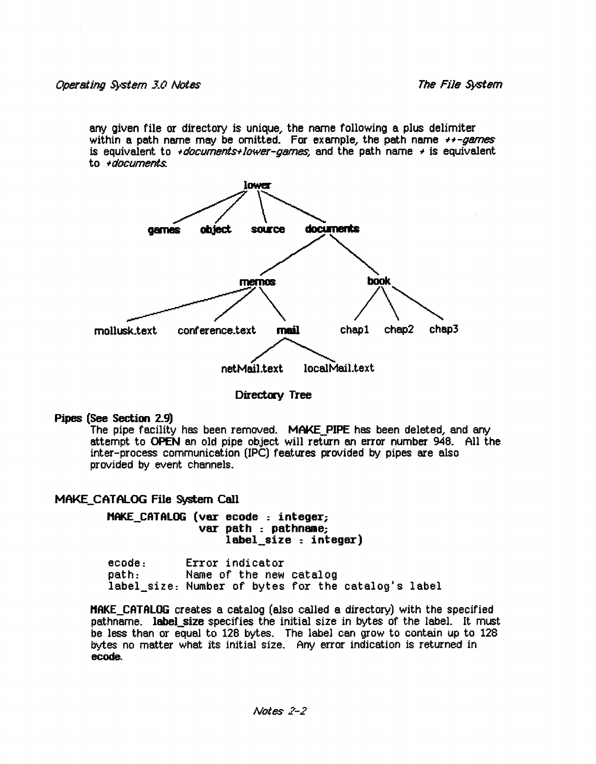any given file or directory is unique, the name following a plus delimiter within a path name may be omitted. For example, the path name *++-games* is equivalent to *+documents+lower-games*, and the path name *+* is equivalent to *+documents*.

```
                              lower
              /          /         \            \
          games      object      source      documents
                                              /        \
                                         memos          book
                              /            |     \      /    |    \
                    mollusk.text  conference.text  mail  chap1 chap2 chap3
                                                  /    \
                                       netMail.text   localMail.text
```

**Directory Tree**

**Pipes (See Section 2.9)**

The pipe facility has been removed. **MAKE_PIPE** has been deleted, and any attempt to **OPEN** an old pipe object will return an error number 948. All the inter-process communication (IPC) features provided by pipes are also provided by event channels.

## MAKE_CATALOG File System Call

```
MAKE_CATALOG (var ecode : integer;
              var path : pathname;
                  label_size : integer)
```

```
ecode:      Error indicator
path:       Name of the new catalog
label_size: Number of bytes for the catalog's label
```

**MAKE_CATALOG** creates a catalog (also called a directory) with the specified pathname. **label_size** specifies the initial size in bytes of the label. It must be less than or equal to 128 bytes. The label can grow to contain up to 128 bytes no matter what its initial size. Any error indication is returned in **ecode**.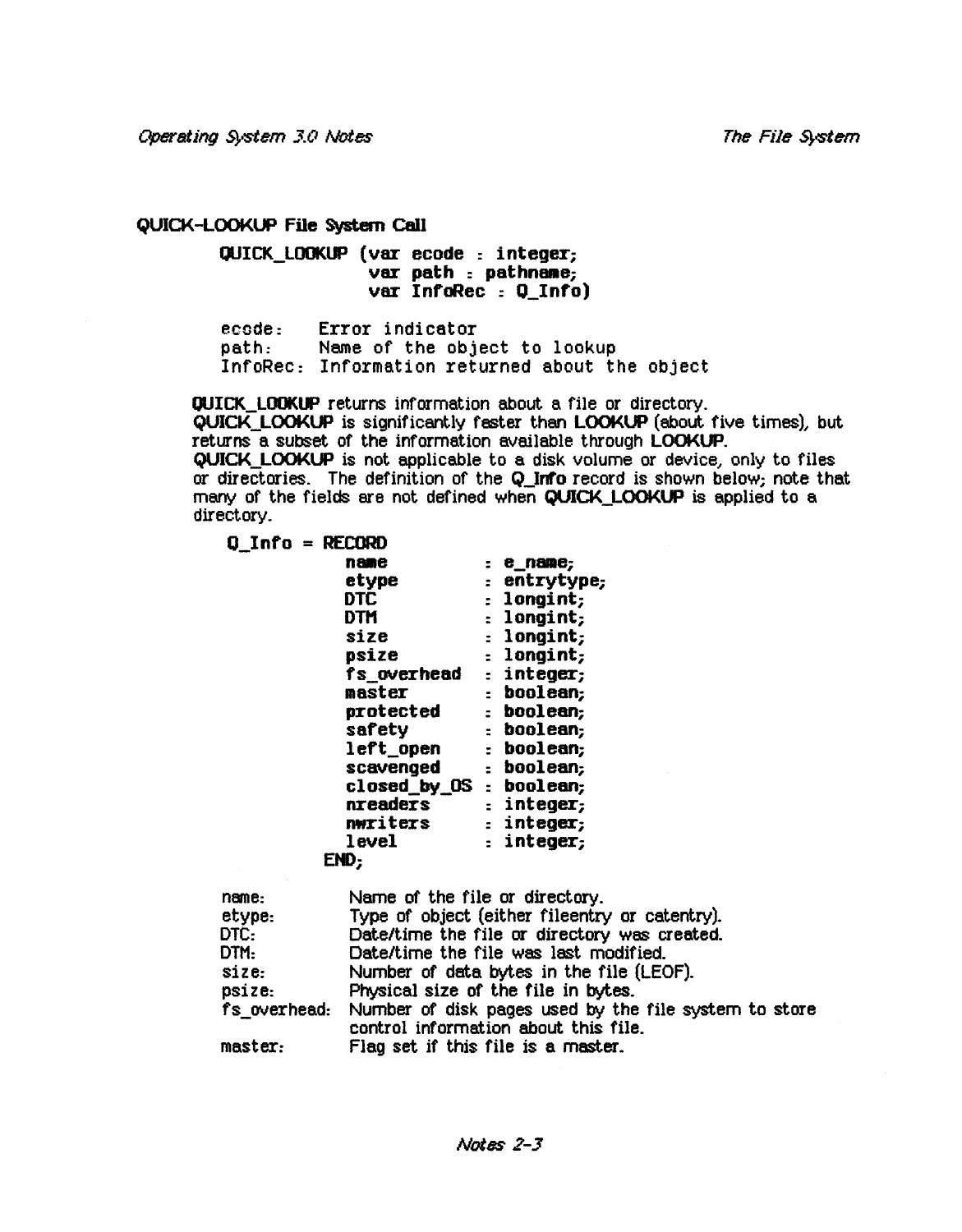### QUICK-LOOKUP File System Call

```
QUICK_LOOKUP (var ecode : integer;
              var path : pathname;
              var InfoRec : Q_Info)

ecode:   Error indicator
path:    Name of the object to lookup
InfoRec: Information returned about the object
```

**QUICK_LOOKUP** returns information about a file or directory. **QUICK_LOOKUP** is significantly faster than **LOOKUP** (about five times), but returns a subset of the information available through **LOOKUP**. **QUICK_LOOKUP** is not applicable to a disk volume or device, only to files or directories. The definition of the **Q_Info** record is shown below; note that many of the fields are not defined when **QUICK_LOOKUP** is applied to a directory.

```
Q_Info = RECORD
           name         : e_name;
           etype        : entrytype;
           DTC          : longint;
           DTM          : longint;
           size         : longint;
           psize        : longint;
           fs_overhead  : integer;
           master       : boolean;
           protected    : boolean;
           safety       : boolean;
           left_open    : boolean;
           scavenged    : boolean;
           closed_by_OS : boolean;
           nreaders     : integer;
           nwriters     : integer;
           level        : integer;
         END;
```

| | |
|---|---|
| name: | Name of the file or directory. |
| etype: | Type of object (either fileentry or catentry). |
| DTC: | Date/time the file or directory was created. |
| DTM: | Date/time the file was last modified. |
| size: | Number of data bytes in the file (LEOF). |
| psize: | Physical size of the file in bytes. |
| fs_overhead: | Number of disk pages used by the file system to store control information about this file. |
| master: | Flag set if this file is a master. |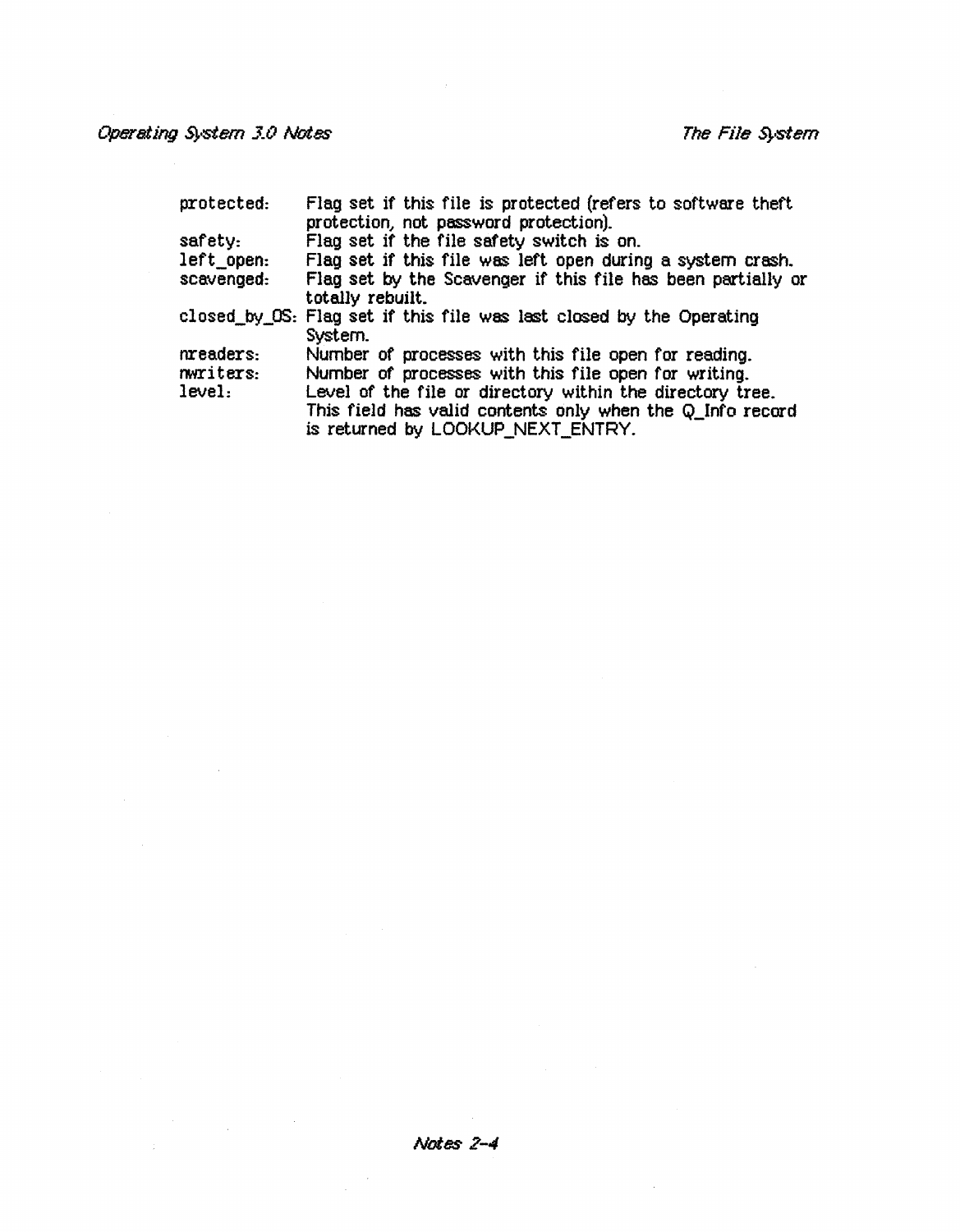| | |
|---|---|
| protected: | Flag set if this file is protected (refers to software theft protection, not password protection). |
| safety: | Flag set if the file safety switch is on. |
| left_open: | Flag set if this file was left open during a system crash. |
| scavenged: | Flag set by the Scavenger if this file has been partially or totally rebuilt. |
| closed_by_OS: | Flag set if this file was last closed by the Operating System. |
| nreaders: | Number of processes with this file open for reading. |
| nwriters: | Number of processes with this file open for writing. |
| level: | Level of the file or directory within the directory tree. This field has valid contents only when the Q_Info record is returned by LOOKUP_NEXT_ENTRY. |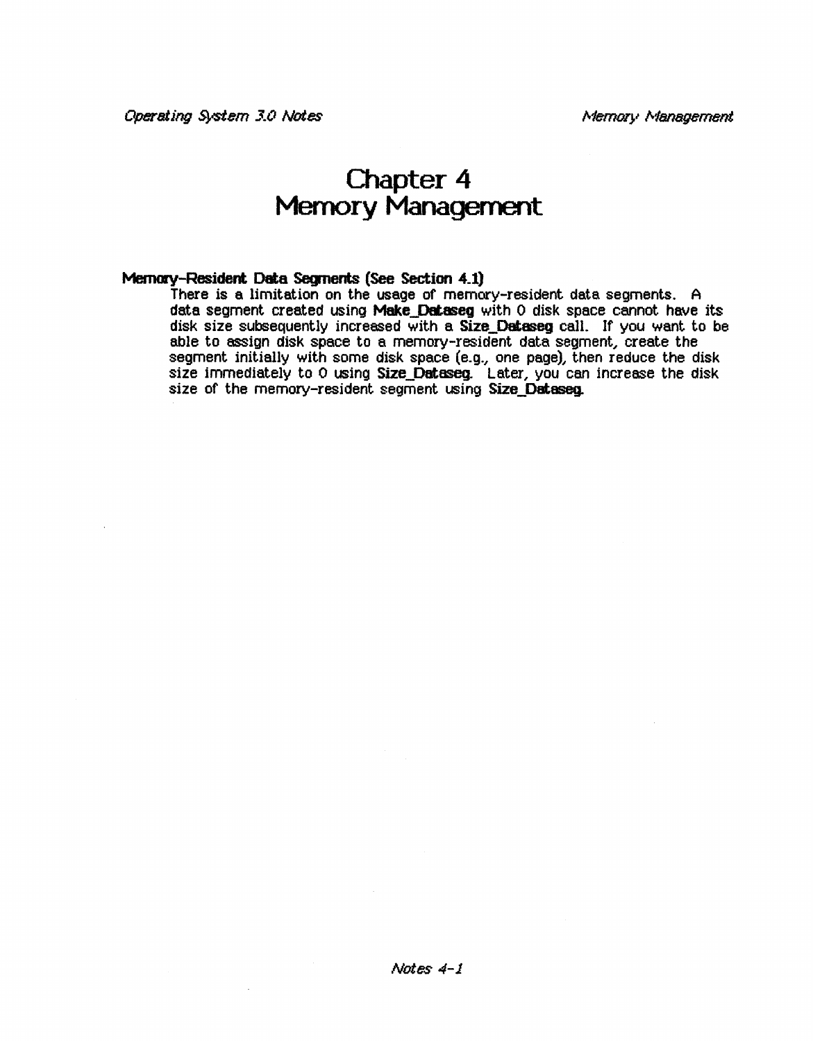# Chapter 4
# Memory Management

**Memory-Resident Data Segments (See Section 4.1)**

There is a limitation on the usage of memory-resident data segments. A data segment created using **Make_Dataseg** with 0 disk space cannot have its disk size subsequently increased with a **Size_Dataseg** call. If you want to be able to assign disk space to a memory-resident data segment, create the segment initially with some disk space (e.g., one page), then reduce the disk size immediately to 0 using **Size_Dataseg**. Later, you can increase the disk size of the memory-resident segment using **Size_Dataseg**.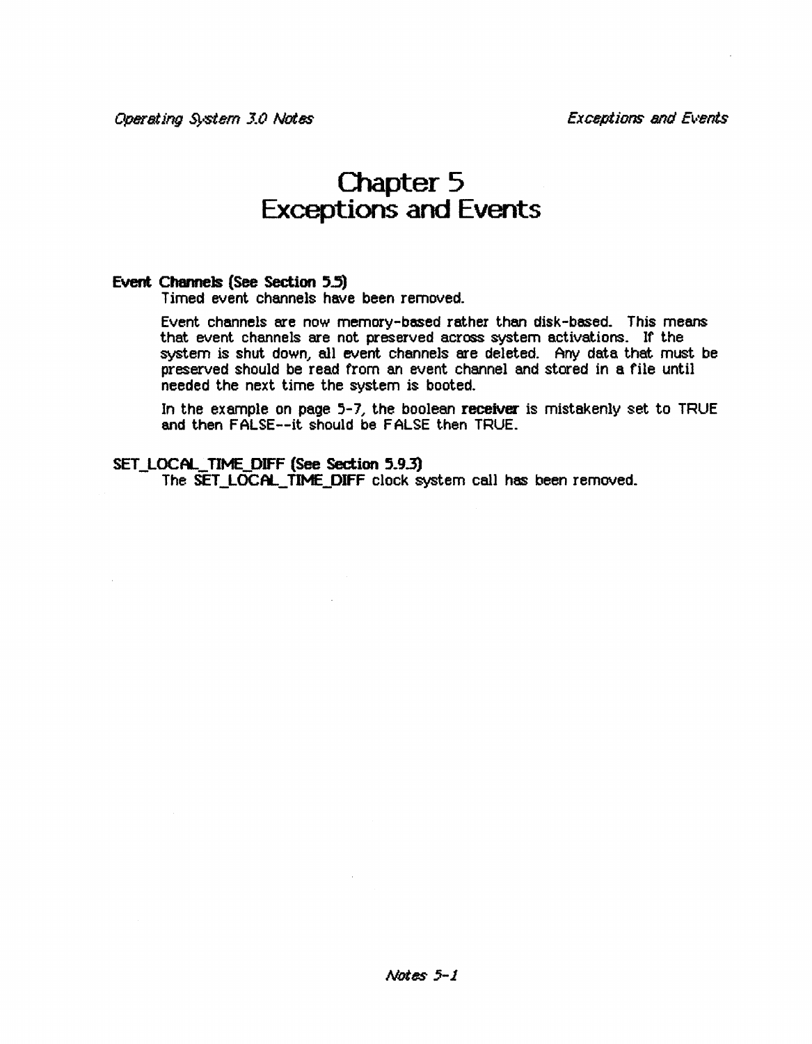# Chapter 5
# Exceptions and Events

**Event Channels (See Section 5.5)**

Timed event channels have been removed.

Event channels are now memory-based rather than disk-based. This means that event channels are not preserved across system activations. If the system is shut down, all event channels are deleted. Any data that must be preserved should be read from an event channel and stored in a file until needed the next time the system is booted.

In the example on page 5-7, the boolean **receiver** is mistakenly set to TRUE and then FALSE--it should be FALSE then TRUE.

**SET_LOCAL_TIME_DIFF (See Section 5.9.3)**

The **SET_LOCAL_TIME_DIFF** clock system call has been removed.